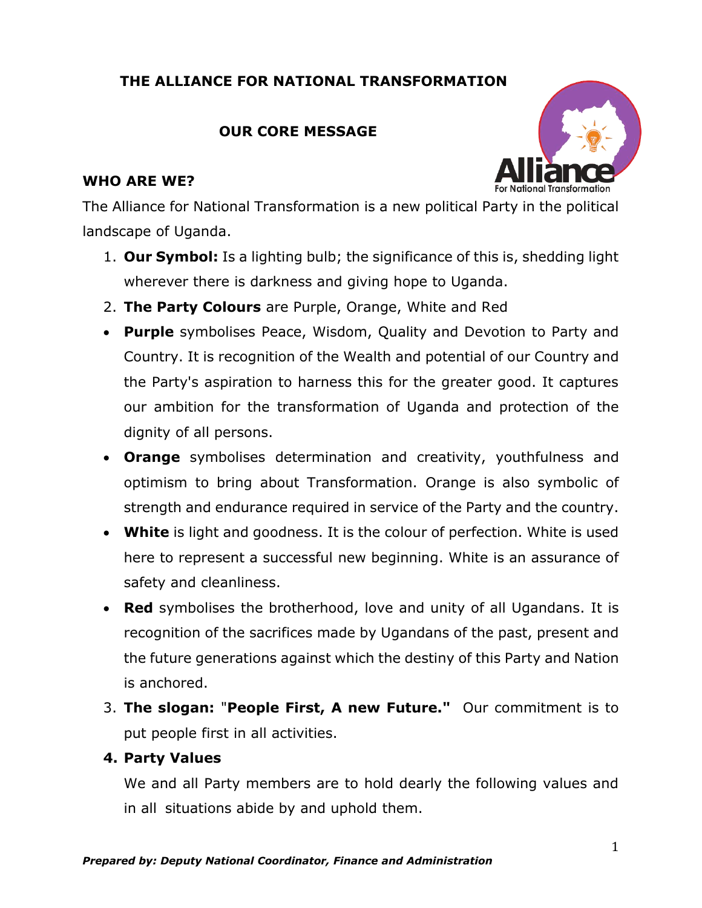# THE ALLIANCE FOR NATIONAL TRANSFORMATION

## OUR CORE MESSAGE

### WHO ARE WE?

The Alliance for National Transformation is a new political Party in the political landscape of Uganda.

1. **Our Symbol:** Is a lighting bulb; the significance of this is, shedding light wherever there is darkness and giving hope to Uganda.
2. **The Party Colours** are Purple, Orange, White and Red

- **Purple** symbolises Peace, Wisdom, Quality and Devotion to Party and Country. It is recognition of the Wealth and potential of our Country and the Party's aspiration to harness this for the greater good. It captures our ambition for the transformation of Uganda and protection of the dignity of all persons.
- **Orange** symbolises determination and creativity, youthfulness and optimism to bring about Transformation. Orange is also symbolic of strength and endurance required in service of the Party and the country.
- **White** is light and goodness. It is the colour of perfection. White is used here to represent a successful new beginning. White is an assurance of safety and cleanliness.
- **Red** symbolises the brotherhood, love and unity of all Ugandans. It is recognition of the sacrifices made by Ugandans of the past, present and the future generations against which the destiny of this Party and Nation is anchored.

3. **The slogan:** "**People First, A new Future."** Our commitment is to put people first in all activities.
4. **Party Values**

   We and all Party members are to hold dearly the following values and in all situations abide by and uphold them.

*Prepared by: Deputy National Coordinator, Finance and Administration*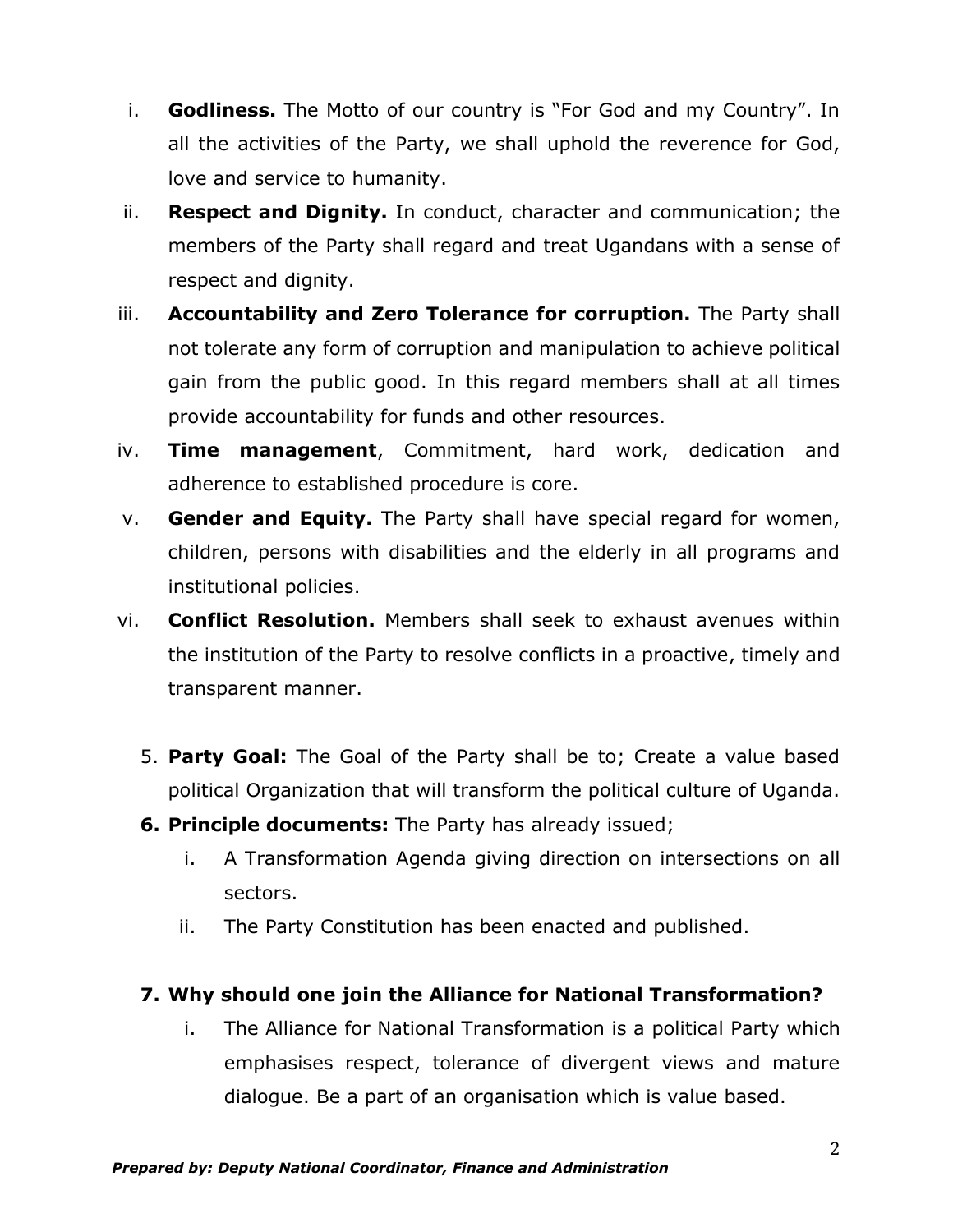i. **Godliness.** The Motto of our country is "For God and my Country". In all the activities of the Party, we shall uphold the reverence for God, love and service to humanity.

ii. **Respect and Dignity.** In conduct, character and communication; the members of the Party shall regard and treat Ugandans with a sense of respect and dignity.

iii. **Accountability and Zero Tolerance for corruption.** The Party shall not tolerate any form of corruption and manipulation to achieve political gain from the public good. In this regard members shall at all times provide accountability for funds and other resources.

iv. **Time management**, Commitment, hard work, dedication and adherence to established procedure is core.

v. **Gender and Equity.** The Party shall have special regard for women, children, persons with disabilities and the elderly in all programs and institutional policies.

vi. **Conflict Resolution.** Members shall seek to exhaust avenues within the institution of the Party to resolve conflicts in a proactive, timely and transparent manner.

5. **Party Goal:** The Goal of the Party shall be to; Create a value based political Organization that will transform the political culture of Uganda.

6. **Principle documents:** The Party has already issued;
   i. A Transformation Agenda giving direction on intersections on all sectors.
   ii. The Party Constitution has been enacted and published.

7. **Why should one join the Alliance for National Transformation?**
   i. The Alliance for National Transformation is a political Party which emphasises respect, tolerance of divergent views and mature dialogue. Be a part of an organisation which is value based.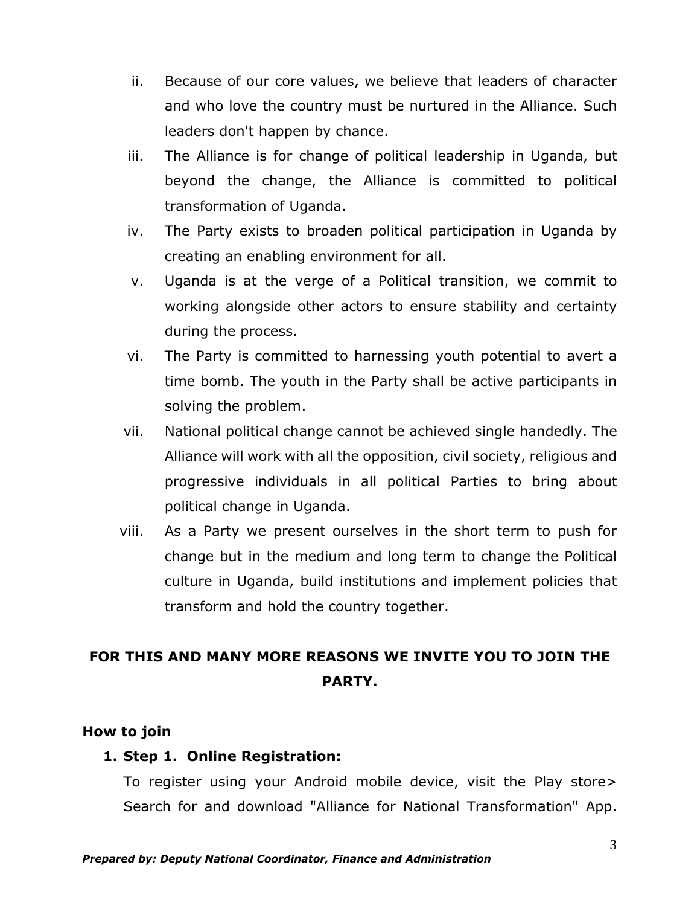ii. Because of our core values, we believe that leaders of character and who love the country must be nurtured in the Alliance. Such leaders don't happen by chance.

iii. The Alliance is for change of political leadership in Uganda, but beyond the change, the Alliance is committed to political transformation of Uganda.

iv. The Party exists to broaden political participation in Uganda by creating an enabling environment for all.

v. Uganda is at the verge of a Political transition, we commit to working alongside other actors to ensure stability and certainty during the process.

vi. The Party is committed to harnessing youth potential to avert a time bomb. The youth in the Party shall be active participants in solving the problem.

vii. National political change cannot be achieved single handedly. The Alliance will work with all the opposition, civil society, religious and progressive individuals in all political Parties to bring about political change in Uganda.

viii. As a Party we present ourselves in the short term to push for change but in the medium and long term to change the Political culture in Uganda, build institutions and implement policies that transform and hold the country together.

**FOR THIS AND MANY MORE REASONS WE INVITE YOU TO JOIN THE PARTY.**

**How to join**

1. **Step 1. Online Registration:**

   To register using your Android mobile device, visit the Play store> Search for and download "Alliance for National Transformation" App.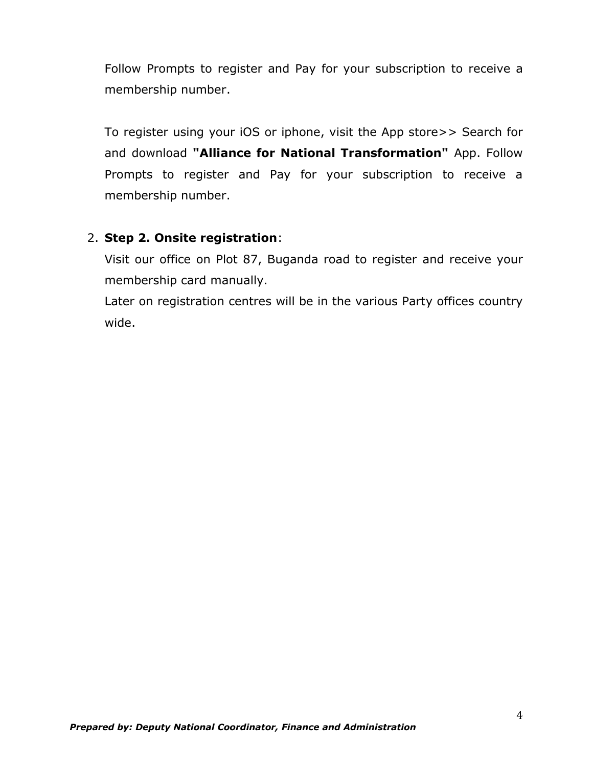Follow Prompts to register and Pay for your subscription to receive a membership number.

To register using your iOS or iphone, visit the App store>> Search for and download **"Alliance for National Transformation"** App. Follow Prompts to register and Pay for your subscription to receive a membership number.

2. **Step 2. Onsite registration**:

   Visit our office on Plot 87, Buganda road to register and receive your membership card manually.

   Later on registration centres will be in the various Party offices country wide.

***Prepared by: Deputy National Coordinator, Finance and Administration***